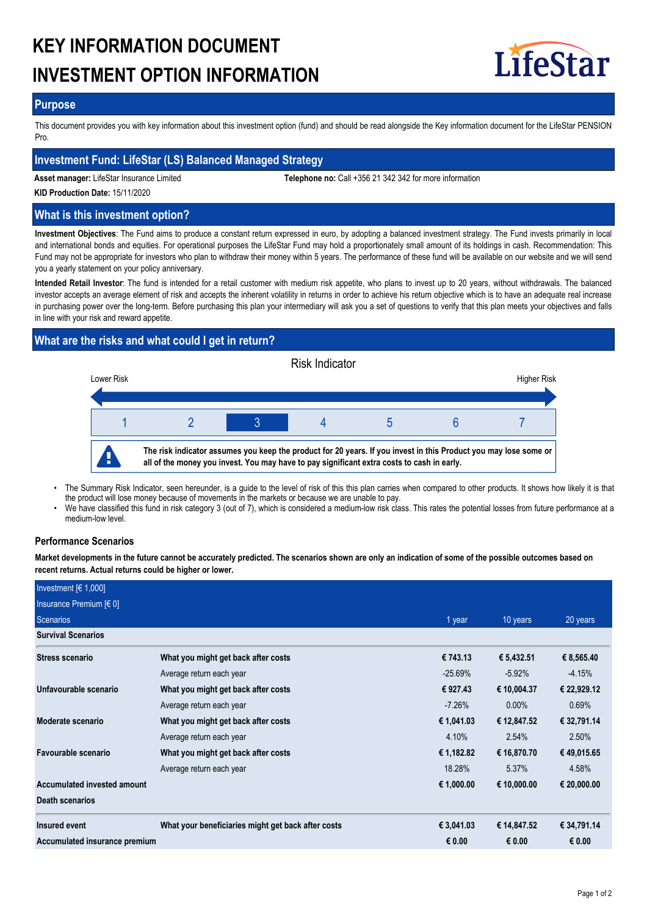# KEY INFORMATION DOCUMENT
# INVESTMENT OPTION INFORMATION

LifeStar

## Purpose

This document provides you with key information about this investment option (fund) and should be read alongside the Key information document for the LifeStar PENSION Pro.

## Investment Fund: LifeStar (LS) Balanced Managed Strategy

**Asset manager:** LifeStar Insurance Limited **Telephone no:** Call +356 21 342 342 for more information

**KID Production Date:** 15/11/2020

## What is this investment option?

**Investment Objectives**: The Fund aims to produce a constant return expressed in euro, by adopting a balanced investment strategy. The Fund invests primarily in local and international bonds and equities. For operational purposes the LifeStar Fund may hold a proportionately small amount of its holdings in cash. Recommendation: This Fund may not be appropriate for investors who plan to withdraw their money within 5 years. The performance of these fund will be available on our website and we will send you a yearly statement on your policy anniversary.

**Intended Retail Investor**: The fund is intended for a retail customer with medium risk appetite, who plans to invest up to 20 years, without withdrawals. The balanced investor accepts an average element of risk and accepts the inherent volatility in returns in order to achieve his return objective which is to have an adequate real increase in purchasing power over the long-term. Before purchasing this plan your intermediary will ask you a set of questions to verify that this plan meets your objectives and falls in line with your risk and reward appetite.

## What are the risks and what could I get in return?

Risk Indicator

Lower Risk — Higher Risk

| 1 | 2 | **3** | 4 | 5 | 6 | 7 |
|---|---|---|---|---|---|---|

**The risk indicator assumes you keep the product for 20 years. If you invest in this Product you may lose some or all of the money you invest. You may have to pay significant extra costs to cash in early.**

- The Summary Risk Indicator, seen hereunder, is a guide to the level of risk of this this plan carries when compared to other products. It shows how likely it is that the product will lose money because of movements in the markets or because we are unable to pay.
- We have classified this fund in risk category 3 (out of 7), which is considered a medium-low risk class. This rates the potential losses from future performance at a medium-low level.

### Performance Scenarios

**Market developments in the future cannot be accurately predicted. The scenarios shown are only an indication of some of the possible outcomes based on recent returns. Actual returns could be higher or lower.**

| Investment [€ 1,000] | | | | |
|---|---|---|---|---|
| Insurance Premium [€ 0] | | | | |
| Scenarios | | 1 year | 10 years | 20 years |
| **Survival Scenarios** | | | | |
| **Stress scenario** | **What you might get back after costs** | **€ 743.13** | **€ 5,432.51** | **€ 8,565.40** |
| | Average return each year | -25.69% | -5.92% | -4.15% |
| **Unfavourable scenario** | **What you might get back after costs** | **€ 927.43** | **€ 10,004.37** | **€ 22,929.12** |
| | Average return each year | -7.26% | 0.00% | 0.69% |
| **Moderate scenario** | **What you might get back after costs** | **€ 1,041.03** | **€ 12,847.52** | **€ 32,791.14** |
| | Average return each year | 4.10% | 2.54% | 2.50% |
| **Favourable scenario** | **What you might get back after costs** | **€ 1,182.82** | **€ 16,870.70** | **€ 49,015.65** |
| | Average return each year | 18.28% | 5.37% | 4.58% |
| **Accumulated invested amount** | | **€ 1,000.00** | **€ 10,000.00** | **€ 20,000.00** |
| **Death scenarios** | | | | |
| **Insured event** | **What your beneficiaries might get back after costs** | **€ 3,041.03** | **€ 14,847.52** | **€ 34,791.14** |
| **Accumulated insurance premium** | | **€ 0.00** | **€ 0.00** | **€ 0.00** |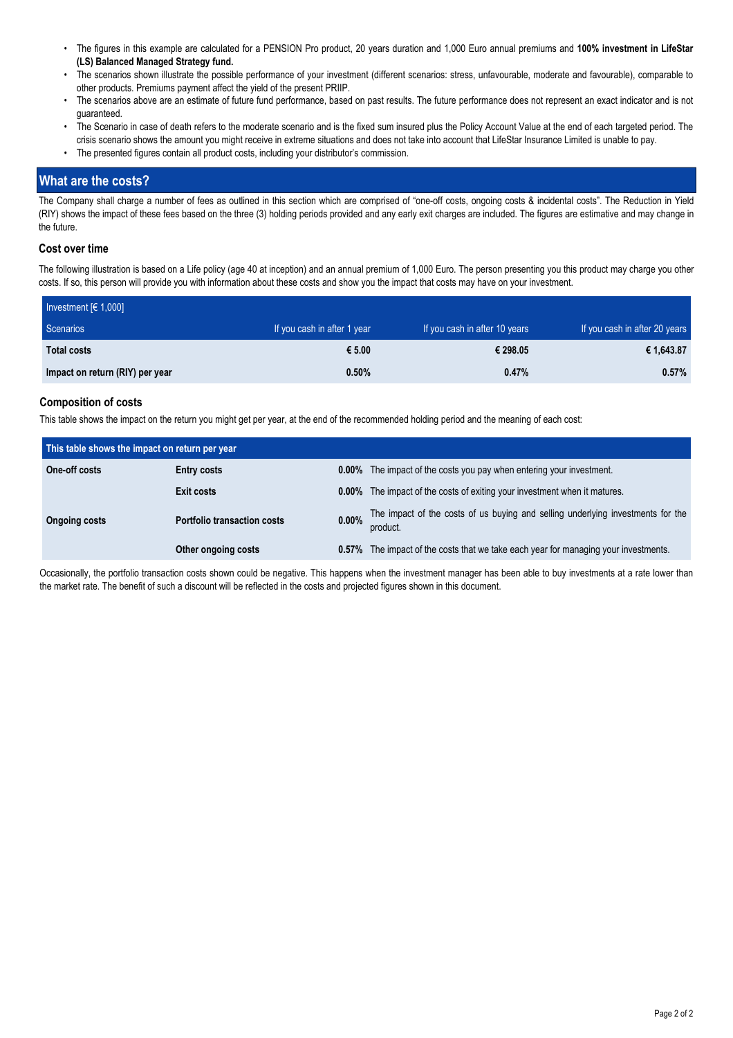- The figures in this example are calculated for a PENSION Pro product, 20 years duration and 1,000 Euro annual premiums and **100% investment in LifeStar (LS) Balanced Managed Strategy fund.**
- The scenarios shown illustrate the possible performance of your investment (different scenarios: stress, unfavourable, moderate and favourable), comparable to other products. Premiums payment affect the yield of the present PRIIP.
- The scenarios above are an estimate of future fund performance, based on past results. The future performance does not represent an exact indicator and is not guaranteed.
- The Scenario in case of death refers to the moderate scenario and is the fixed sum insured plus the Policy Account Value at the end of each targeted period. The crisis scenario shows the amount you might receive in extreme situations and does not take into account that LifeStar Insurance Limited is unable to pay.
- The presented figures contain all product costs, including your distributor's commission.

## What are the costs?

The Company shall charge a number of fees as outlined in this section which are comprised of "one-off costs, ongoing costs & incidental costs". The Reduction in Yield (RIY) shows the impact of these fees based on the three (3) holding periods provided and any early exit charges are included. The figures are estimative and may change in the future.

### Cost over time

The following illustration is based on a Life policy (age 40 at inception) and an annual premium of 1,000 Euro. The person presenting you this product may charge you other costs. If so, this person will provide you with information about these costs and show you the impact that costs may have on your investment.

| Investment [€ 1,000] | | | |
|---|---|---|---|
| Scenarios | If you cash in after 1 year | If you cash in after 10 years | If you cash in after 20 years |
| **Total costs** | **€ 5.00** | **€ 298.05** | **€ 1,643.87** |
| **Impact on return (RIY) per year** | **0.50%** | **0.47%** | **0.57%** |

### Composition of costs

This table shows the impact on the return you might get per year, at the end of the recommended holding period and the meaning of each cost:

| This table shows the impact on return per year | | | |
|---|---|---|---|
| **One-off costs** | **Entry costs** | **0.00%** | The impact of the costs you pay when entering your investment. |
| | **Exit costs** | **0.00%** | The impact of the costs of exiting your investment when it matures. |
| **Ongoing costs** | **Portfolio transaction costs** | **0.00%** | The impact of the costs of us buying and selling underlying investments for the product. |
| | **Other ongoing costs** | **0.57%** | The impact of the costs that we take each year for managing your investments. |

Occasionally, the portfolio transaction costs shown could be negative. This happens when the investment manager has been able to buy investments at a rate lower than the market rate. The benefit of such a discount will be reflected in the costs and projected figures shown in this document.